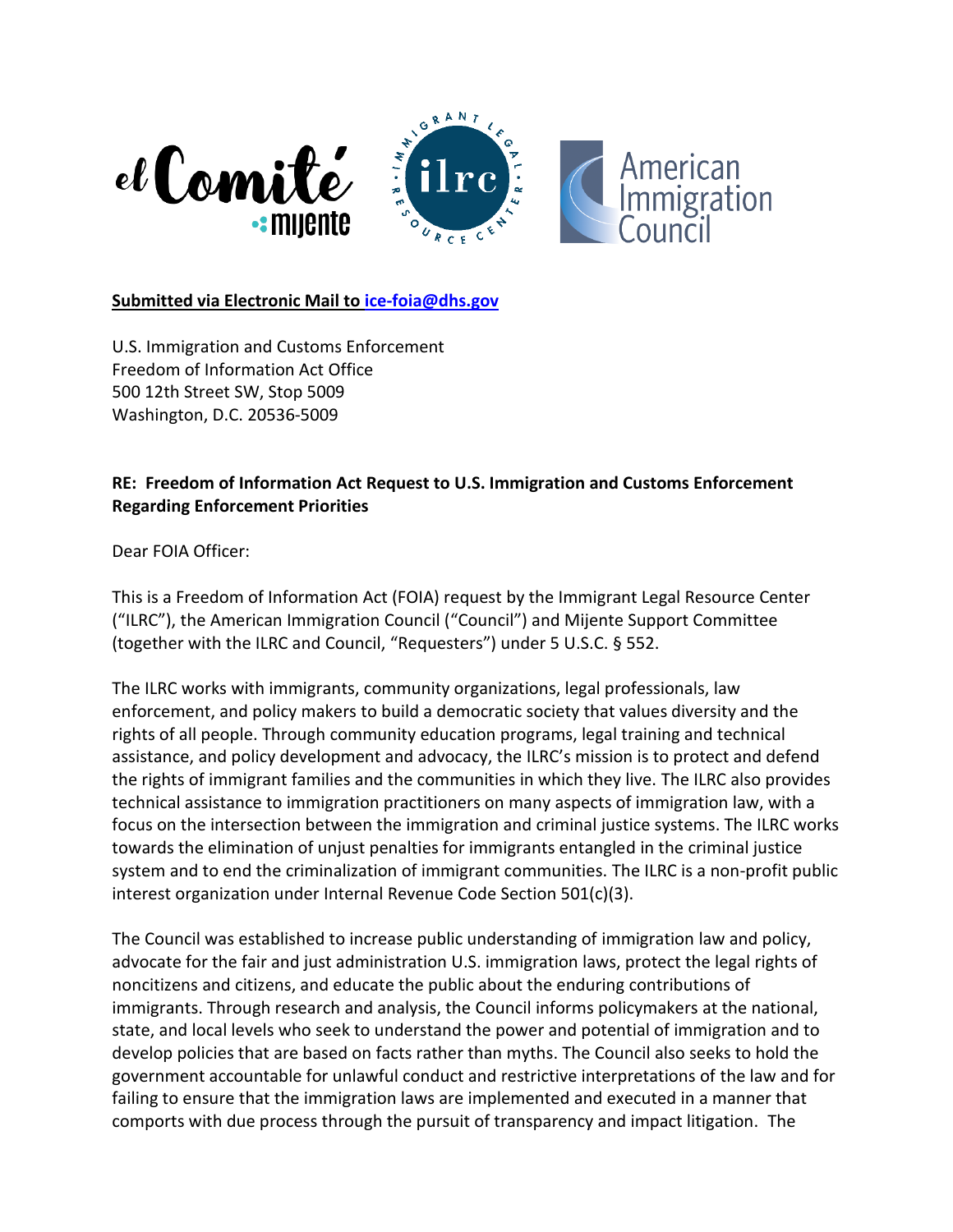**Submitted via Electronic Mail to ice-foia@dhs.gov**

U.S. Immigration and Customs Enforcement
Freedom of Information Act Office
500 12th Street SW, Stop 5009
Washington, D.C. 20536-5009

**RE: Freedom of Information Act Request to U.S. Immigration and Customs Enforcement Regarding Enforcement Priorities**

Dear FOIA Officer:

This is a Freedom of Information Act (FOIA) request by the Immigrant Legal Resource Center ("ILRC"), the American Immigration Council ("Council") and Mijente Support Committee (together with the ILRC and Council, "Requesters") under 5 U.S.C. § 552.

The ILRC works with immigrants, community organizations, legal professionals, law enforcement, and policy makers to build a democratic society that values diversity and the rights of all people. Through community education programs, legal training and technical assistance, and policy development and advocacy, the ILRC's mission is to protect and defend the rights of immigrant families and the communities in which they live. The ILRC also provides technical assistance to immigration practitioners on many aspects of immigration law, with a focus on the intersection between the immigration and criminal justice systems. The ILRC works towards the elimination of unjust penalties for immigrants entangled in the criminal justice system and to end the criminalization of immigrant communities. The ILRC is a non-profit public interest organization under Internal Revenue Code Section 501(c)(3).

The Council was established to increase public understanding of immigration law and policy, advocate for the fair and just administration U.S. immigration laws, protect the legal rights of noncitizens and citizens, and educate the public about the enduring contributions of immigrants. Through research and analysis, the Council informs policymakers at the national, state, and local levels who seek to understand the power and potential of immigration and to develop policies that are based on facts rather than myths. The Council also seeks to hold the government accountable for unlawful conduct and restrictive interpretations of the law and for failing to ensure that the immigration laws are implemented and executed in a manner that comports with due process through the pursuit of transparency and impact litigation. The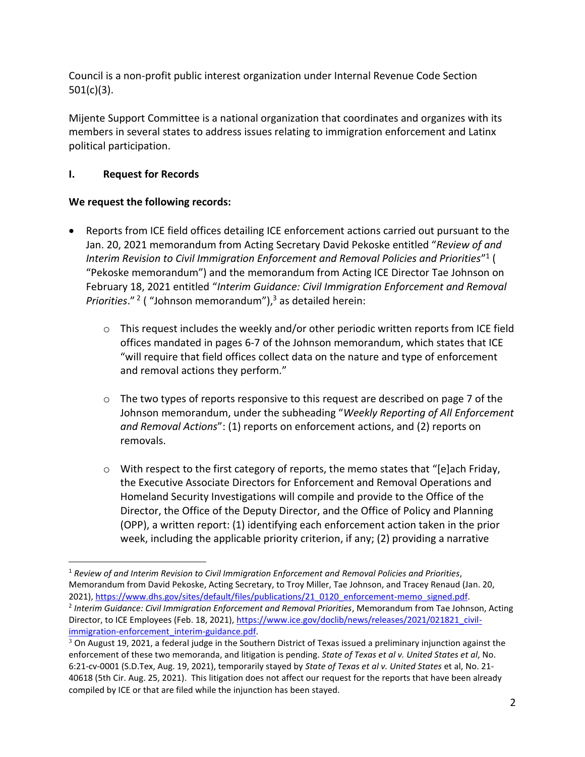Council is a non-profit public interest organization under Internal Revenue Code Section 501(c)(3).

Mijente Support Committee is a national organization that coordinates and organizes with its members in several states to address issues relating to immigration enforcement and Latinx political participation.

## I. Request for Records

**We request the following records:**

- Reports from ICE field offices detailing ICE enforcement actions carried out pursuant to the Jan. 20, 2021 memorandum from Acting Secretary David Pekoske entitled "*Review of and Interim Revision to Civil Immigration Enforcement and Removal Policies and Priorities*"[1] ( "Pekoske memorandum") and the memorandum from Acting ICE Director Tae Johnson on February 18, 2021 entitled "*Interim Guidance: Civil Immigration Enforcement and Removal Priorities*." [2] ( "Johnson memorandum"),[3] as detailed herein:
  - This request includes the weekly and/or other periodic written reports from ICE field offices mandated in pages 6-7 of the Johnson memorandum, which states that ICE "will require that field offices collect data on the nature and type of enforcement and removal actions they perform."
  - The two types of reports responsive to this request are described on page 7 of the Johnson memorandum, under the subheading "*Weekly Reporting of All Enforcement and Removal Actions*": (1) reports on enforcement actions, and (2) reports on removals.
  - With respect to the first category of reports, the memo states that "[e]ach Friday, the Executive Associate Directors for Enforcement and Removal Operations and Homeland Security Investigations will compile and provide to the Office of the Director, the Office of the Deputy Director, and the Office of Policy and Planning (OPP), a written report: (1) identifying each enforcement action taken in the prior week, including the applicable priority criterion, if any; (2) providing a narrative

---

[1] *Review of and Interim Revision to Civil Immigration Enforcement and Removal Policies and Priorities*, Memorandum from David Pekoske, Acting Secretary, to Troy Miller, Tae Johnson, and Tracey Renaud (Jan. 20, 2021), https://www.dhs.gov/sites/default/files/publications/21_0120_enforcement-memo_signed.pdf.

[2] *Interim Guidance: Civil Immigration Enforcement and Removal Priorities*, Memorandum from Tae Johnson, Acting Director, to ICE Employees (Feb. 18, 2021), https://www.ice.gov/doclib/news/releases/2021/021821_civil-immigration-enforcement_interim-guidance.pdf.

[3] On August 19, 2021, a federal judge in the Southern District of Texas issued a preliminary injunction against the enforcement of these two memoranda, and litigation is pending. *State of Texas et al v. United States et al*, No. 6:21-cv-0001 (S.D.Tex, Aug. 19, 2021), temporarily stayed by *State of Texas et al v. United States* et al, No. 21-40618 (5th Cir. Aug. 25, 2021). This litigation does not affect our request for the reports that have been already compiled by ICE or that are filed while the injunction has been stayed.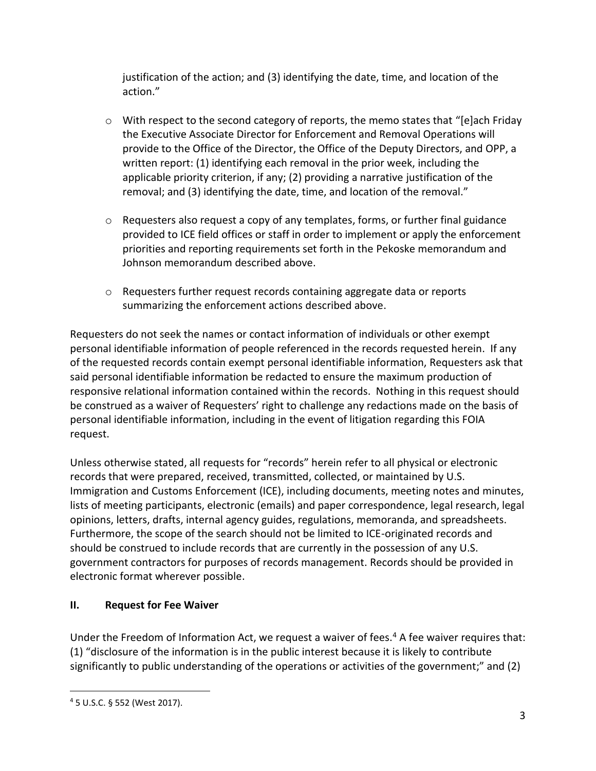justification of the action; and (3) identifying the date, time, and location of the action."

- With respect to the second category of reports, the memo states that "[e]ach Friday the Executive Associate Director for Enforcement and Removal Operations will provide to the Office of the Director, the Office of the Deputy Directors, and OPP, a written report: (1) identifying each removal in the prior week, including the applicable priority criterion, if any; (2) providing a narrative justification of the removal; and (3) identifying the date, time, and location of the removal."

- Requesters also request a copy of any templates, forms, or further final guidance provided to ICE field offices or staff in order to implement or apply the enforcement priorities and reporting requirements set forth in the Pekoske memorandum and Johnson memorandum described above.

- Requesters further request records containing aggregate data or reports summarizing the enforcement actions described above.

Requesters do not seek the names or contact information of individuals or other exempt personal identifiable information of people referenced in the records requested herein. If any of the requested records contain exempt personal identifiable information, Requesters ask that said personal identifiable information be redacted to ensure the maximum production of responsive relational information contained within the records. Nothing in this request should be construed as a waiver of Requesters' right to challenge any redactions made on the basis of personal identifiable information, including in the event of litigation regarding this FOIA request.

Unless otherwise stated, all requests for "records" herein refer to all physical or electronic records that were prepared, received, transmitted, collected, or maintained by U.S. Immigration and Customs Enforcement (ICE), including documents, meeting notes and minutes, lists of meeting participants, electronic (emails) and paper correspondence, legal research, legal opinions, letters, drafts, internal agency guides, regulations, memoranda, and spreadsheets. Furthermore, the scope of the search should not be limited to ICE-originated records and should be construed to include records that are currently in the possession of any U.S. government contractors for purposes of records management. Records should be provided in electronic format wherever possible.

## II. Request for Fee Waiver

Under the Freedom of Information Act, we request a waiver of fees.[4] A fee waiver requires that: (1) "disclosure of the information is in the public interest because it is likely to contribute significantly to public understanding of the operations or activities of the government;" and (2)

[4] 5 U.S.C. § 552 (West 2017).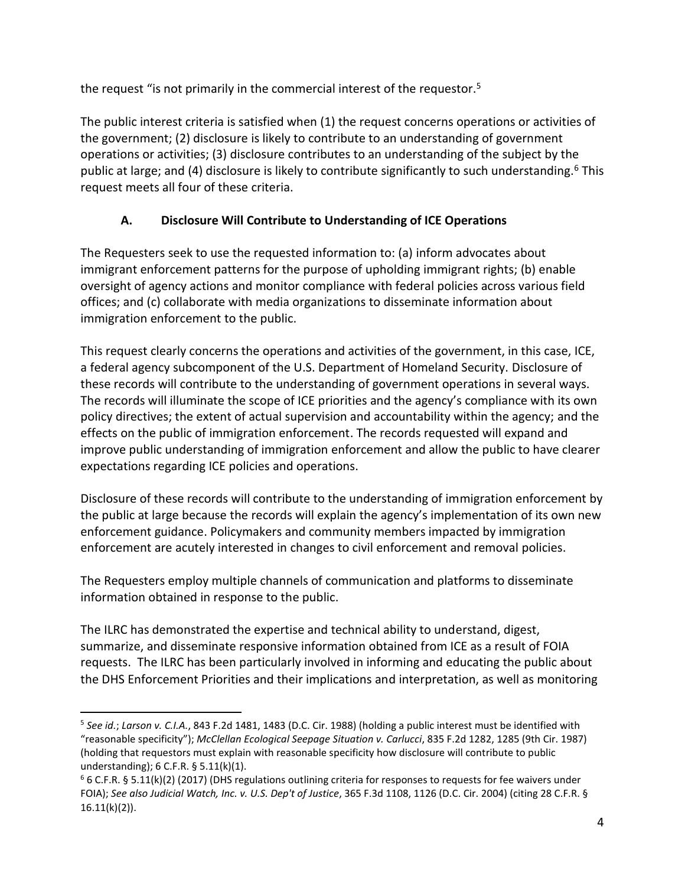the request "is not primarily in the commercial interest of the requestor.[5]

The public interest criteria is satisfied when (1) the request concerns operations or activities of the government; (2) disclosure is likely to contribute to an understanding of government operations or activities; (3) disclosure contributes to an understanding of the subject by the public at large; and (4) disclosure is likely to contribute significantly to such understanding.[6] This request meets all four of these criteria.

### A. Disclosure Will Contribute to Understanding of ICE Operations

The Requesters seek to use the requested information to: (a) inform advocates about immigrant enforcement patterns for the purpose of upholding immigrant rights; (b) enable oversight of agency actions and monitor compliance with federal policies across various field offices; and (c) collaborate with media organizations to disseminate information about immigration enforcement to the public.

This request clearly concerns the operations and activities of the government, in this case, ICE, a federal agency subcomponent of the U.S. Department of Homeland Security. Disclosure of these records will contribute to the understanding of government operations in several ways. The records will illuminate the scope of ICE priorities and the agency's compliance with its own policy directives; the extent of actual supervision and accountability within the agency; and the effects on the public of immigration enforcement. The records requested will expand and improve public understanding of immigration enforcement and allow the public to have clearer expectations regarding ICE policies and operations.

Disclosure of these records will contribute to the understanding of immigration enforcement by the public at large because the records will explain the agency's implementation of its own new enforcement guidance. Policymakers and community members impacted by immigration enforcement are acutely interested in changes to civil enforcement and removal policies.

The Requesters employ multiple channels of communication and platforms to disseminate information obtained in response to the public.

The ILRC has demonstrated the expertise and technical ability to understand, digest, summarize, and disseminate responsive information obtained from ICE as a result of FOIA requests. The ILRC has been particularly involved in informing and educating the public about the DHS Enforcement Priorities and their implications and interpretation, as well as monitoring

---

[5] *See id.*; *Larson v. C.I.A.*, 843 F.2d 1481, 1483 (D.C. Cir. 1988) (holding a public interest must be identified with "reasonable specificity"); *McClellan Ecological Seepage Situation v. Carlucci*, 835 F.2d 1282, 1285 (9th Cir. 1987) (holding that requestors must explain with reasonable specificity how disclosure will contribute to public understanding); 6 C.F.R. § 5.11(k)(1).

[6] 6 C.F.R. § 5.11(k)(2) (2017) (DHS regulations outlining criteria for responses to requests for fee waivers under FOIA); *See also Judicial Watch, Inc. v. U.S. Dep't of Justice*, 365 F.3d 1108, 1126 (D.C. Cir. 2004) (citing 28 C.F.R. § 16.11(k)(2)).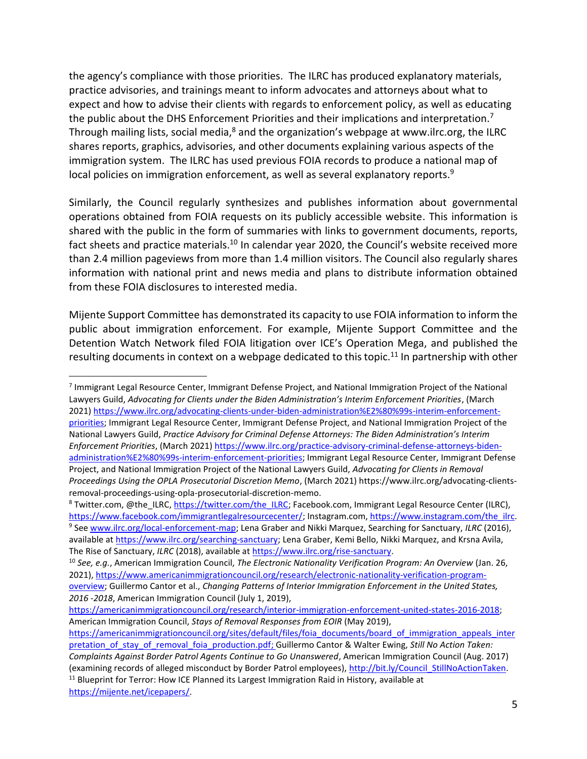the agency's compliance with those priorities. The ILRC has produced explanatory materials, practice advisories, and trainings meant to inform advocates and attorneys about what to expect and how to advise their clients with regards to enforcement policy, as well as educating the public about the DHS Enforcement Priorities and their implications and interpretation.[7] Through mailing lists, social media,[8] and the organization's webpage at www.ilrc.org, the ILRC shares reports, graphics, advisories, and other documents explaining various aspects of the immigration system. The ILRC has used previous FOIA records to produce a national map of local policies on immigration enforcement, as well as several explanatory reports.[9]

Similarly, the Council regularly synthesizes and publishes information about governmental operations obtained from FOIA requests on its publicly accessible website. This information is shared with the public in the form of summaries with links to government documents, reports, fact sheets and practice materials.[10] In calendar year 2020, the Council's website received more than 2.4 million pageviews from more than 1.4 million visitors. The Council also regularly shares information with national print and news media and plans to distribute information obtained from these FOIA disclosures to interested media.

Mijente Support Committee has demonstrated its capacity to use FOIA information to inform the public about immigration enforcement. For example, Mijente Support Committee and the Detention Watch Network filed FOIA litigation over ICE's Operation Mega, and published the resulting documents in context on a webpage dedicated to this topic.[11] In partnership with other

---

[7] Immigrant Legal Resource Center, Immigrant Defense Project, and National Immigration Project of the National Lawyers Guild, *Advocating for Clients under the Biden Administration's Interim Enforcement Priorities*, (March 2021) https://www.ilrc.org/advocating-clients-under-biden-administration%E2%80%99s-interim-enforcement-priorities; Immigrant Legal Resource Center, Immigrant Defense Project, and National Immigration Project of the National Lawyers Guild, *Practice Advisory for Criminal Defense Attorneys: The Biden Administration's Interim Enforcement Priorities*, (March 2021) https://www.ilrc.org/practice-advisory-criminal-defense-attorneys-biden-administration%E2%80%99s-interim-enforcement-priorities; Immigrant Legal Resource Center, Immigrant Defense Project, and National Immigration Project of the National Lawyers Guild, *Advocating for Clients in Removal Proceedings Using the OPLA Prosecutorial Discretion Memo*, (March 2021) https://www.ilrc.org/advocating-clients-removal-proceedings-using-opla-prosecutorial-discretion-memo.

[8] Twitter.com, @the_ILRC, https://twitter.com/the_ILRC; Facebook.com, Immigrant Legal Resource Center (ILRC), https://www.facebook.com/immigrantlegalresourcecenter/; Instagram.com, https://www.instagram.com/the_ilrc.

[9] See www.ilrc.org/local-enforcement-map; Lena Graber and Nikki Marquez, Searching for Sanctuary, *ILRC* (2016), available at https://www.ilrc.org/searching-sanctuary; Lena Graber, Kemi Bello, Nikki Marquez, and Krsna Avila, The Rise of Sanctuary, *ILRC* (2018), available at https://www.ilrc.org/rise-sanctuary.

[10] *See, e.g.*, American Immigration Council, *The Electronic Nationality Verification Program: An Overview* (Jan. 26, 2021), https://www.americanimmigrationcouncil.org/research/electronic-nationality-verification-program-overview; Guillermo Cantor et al., *Changing Patterns of Interior Immigration Enforcement in the United States, 2016 -2018*, American Immigration Council (July 1, 2019), https://americanimmigrationcouncil.org/research/interior-immigration-enforcement-united-states-2016-2018; American Immigration Council, *Stays of Removal Responses from EOIR* (May 2019), https://americanimmigrationcouncil.org/sites/default/files/foia_documents/board_of_immigration_appeals_interpretation_of_stay_of_removal_foia_production.pdf; Guillermo Cantor & Walter Ewing, *Still No Action Taken: Complaints Against Border Patrol Agents Continue to Go Unanswered*, American Immigration Council (Aug. 2017) (examining records of alleged misconduct by Border Patrol employees), http://bit.ly/Council_StillNoActionTaken.

[11] Blueprint for Terror: How ICE Planned its Largest Immigration Raid in History, available at https://mijente.net/icepapers/.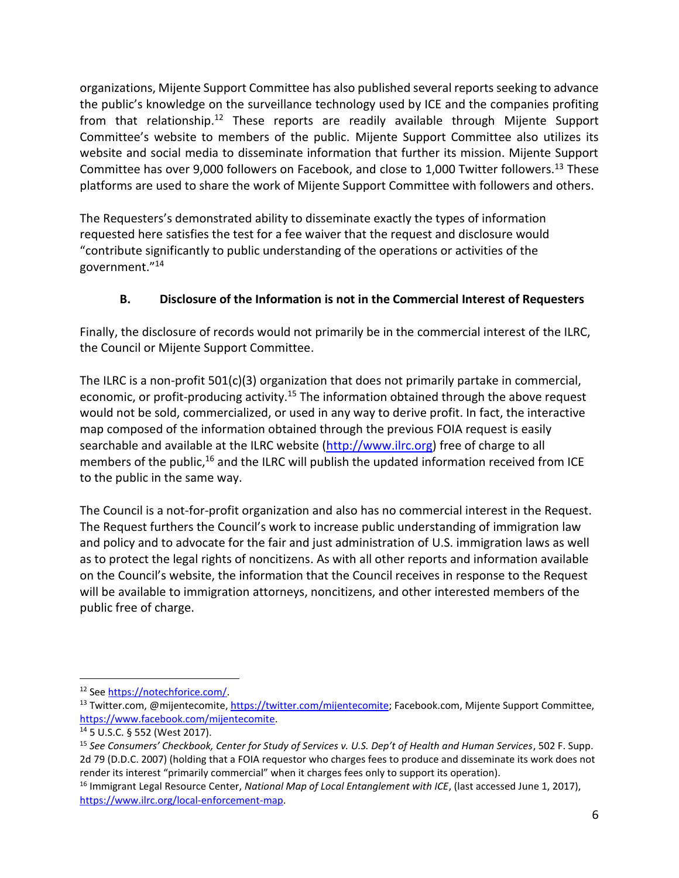organizations, Mijente Support Committee has also published several reports seeking to advance the public's knowledge on the surveillance technology used by ICE and the companies profiting from that relationship.[12] These reports are readily available through Mijente Support Committee's website to members of the public. Mijente Support Committee also utilizes its website and social media to disseminate information that further its mission. Mijente Support Committee has over 9,000 followers on Facebook, and close to 1,000 Twitter followers.[13] These platforms are used to share the work of Mijente Support Committee with followers and others.

The Requesters's demonstrated ability to disseminate exactly the types of information requested here satisfies the test for a fee waiver that the request and disclosure would "contribute significantly to public understanding of the operations or activities of the government."[14]

### B. Disclosure of the Information is not in the Commercial Interest of Requesters

Finally, the disclosure of records would not primarily be in the commercial interest of the ILRC, the Council or Mijente Support Committee.

The ILRC is a non-profit 501(c)(3) organization that does not primarily partake in commercial, economic, or profit-producing activity.[15] The information obtained through the above request would not be sold, commercialized, or used in any way to derive profit. In fact, the interactive map composed of the information obtained through the previous FOIA request is easily searchable and available at the ILRC website (http://www.ilrc.org) free of charge to all members of the public,[16] and the ILRC will publish the updated information received from ICE to the public in the same way.

The Council is a not-for-profit organization and also has no commercial interest in the Request. The Request furthers the Council's work to increase public understanding of immigration law and policy and to advocate for the fair and just administration of U.S. immigration laws as well as to protect the legal rights of noncitizens. As with all other reports and information available on the Council's website, the information that the Council receives in response to the Request will be available to immigration attorneys, noncitizens, and other interested members of the public free of charge.

---

[12] See https://notechforce.com/.

[13] Twitter.com, @mijentecomite, https://twitter.com/mijentecomite; Facebook.com, Mijente Support Committee, https://www.facebook.com/mijentecomite.

[14] 5 U.S.C. § 552 (West 2017).

[15] *See Consumers' Checkbook, Center for Study of Services v. U.S. Dep't of Health and Human Services*, 502 F. Supp. 2d 79 (D.D.C. 2007) (holding that a FOIA requestor who charges fees to produce and disseminate its work does not render its interest "primarily commercial" when it charges fees only to support its operation).

[16] Immigrant Legal Resource Center, *National Map of Local Entanglement with ICE*, (last accessed June 1, 2017), https://www.ilrc.org/local-enforcement-map.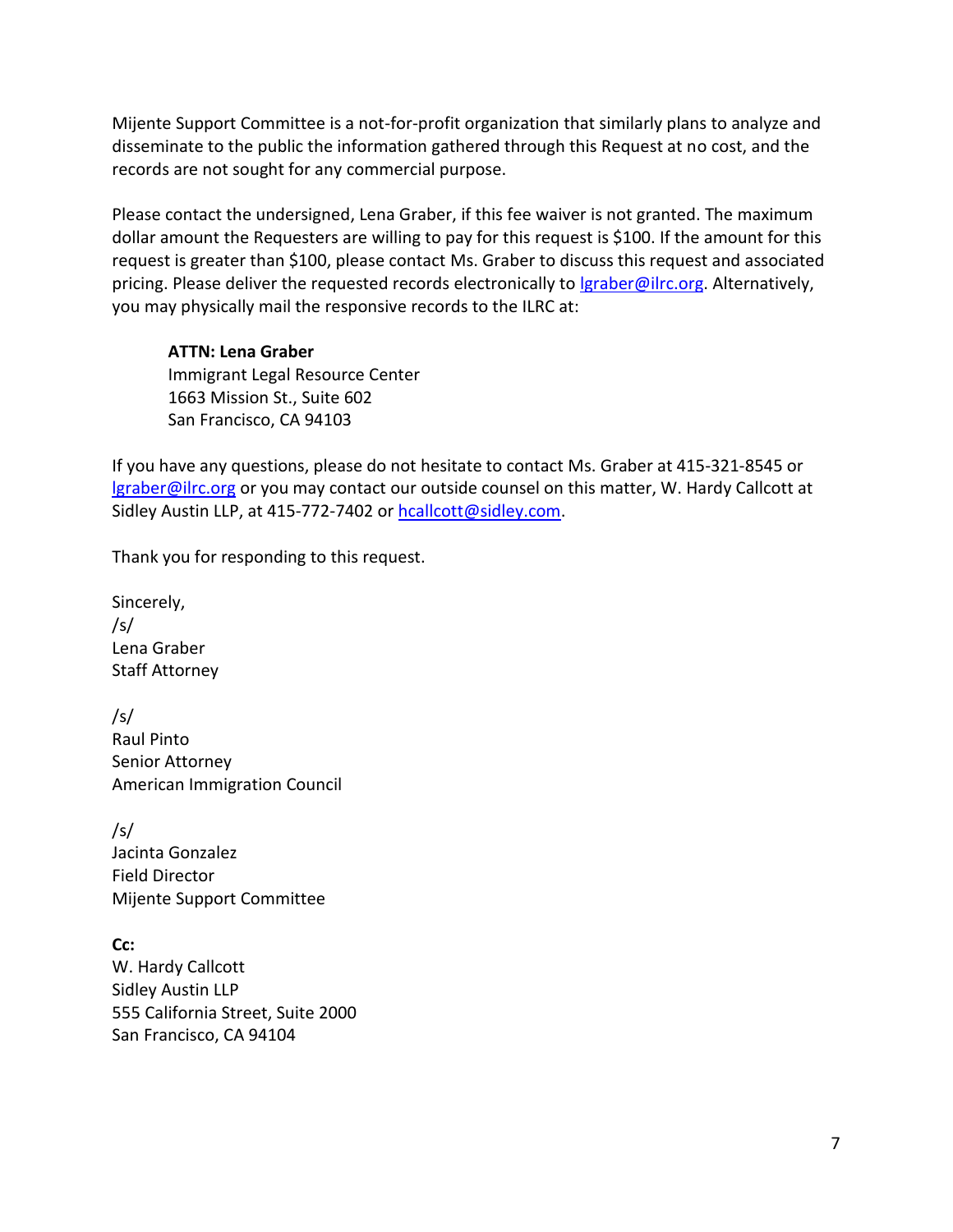Mijente Support Committee is a not-for-profit organization that similarly plans to analyze and disseminate to the public the information gathered through this Request at no cost, and the records are not sought for any commercial purpose.

Please contact the undersigned, Lena Graber, if this fee waiver is not granted. The maximum dollar amount the Requesters are willing to pay for this request is $100. If the amount for this request is greater than $100, please contact Ms. Graber to discuss this request and associated pricing. Please deliver the requested records electronically to lgraber@ilrc.org. Alternatively, you may physically mail the responsive records to the ILRC at:

> **ATTN: Lena Graber**
> Immigrant Legal Resource Center
> 1663 Mission St., Suite 602
> San Francisco, CA 94103

If you have any questions, please do not hesitate to contact Ms. Graber at 415-321-8545 or lgraber@ilrc.org or you may contact our outside counsel on this matter, W. Hardy Callcott at Sidley Austin LLP, at 415-772-7402 or hcallcott@sidley.com.

Thank you for responding to this request.

Sincerely,
/s/
Lena Graber
Staff Attorney

/s/
Raul Pinto
Senior Attorney
American Immigration Council

/s/
Jacinta Gonzalez
Field Director
Mijente Support Committee

**Cc:**
W. Hardy Callcott
Sidley Austin LLP
555 California Street, Suite 2000
San Francisco, CA 94104